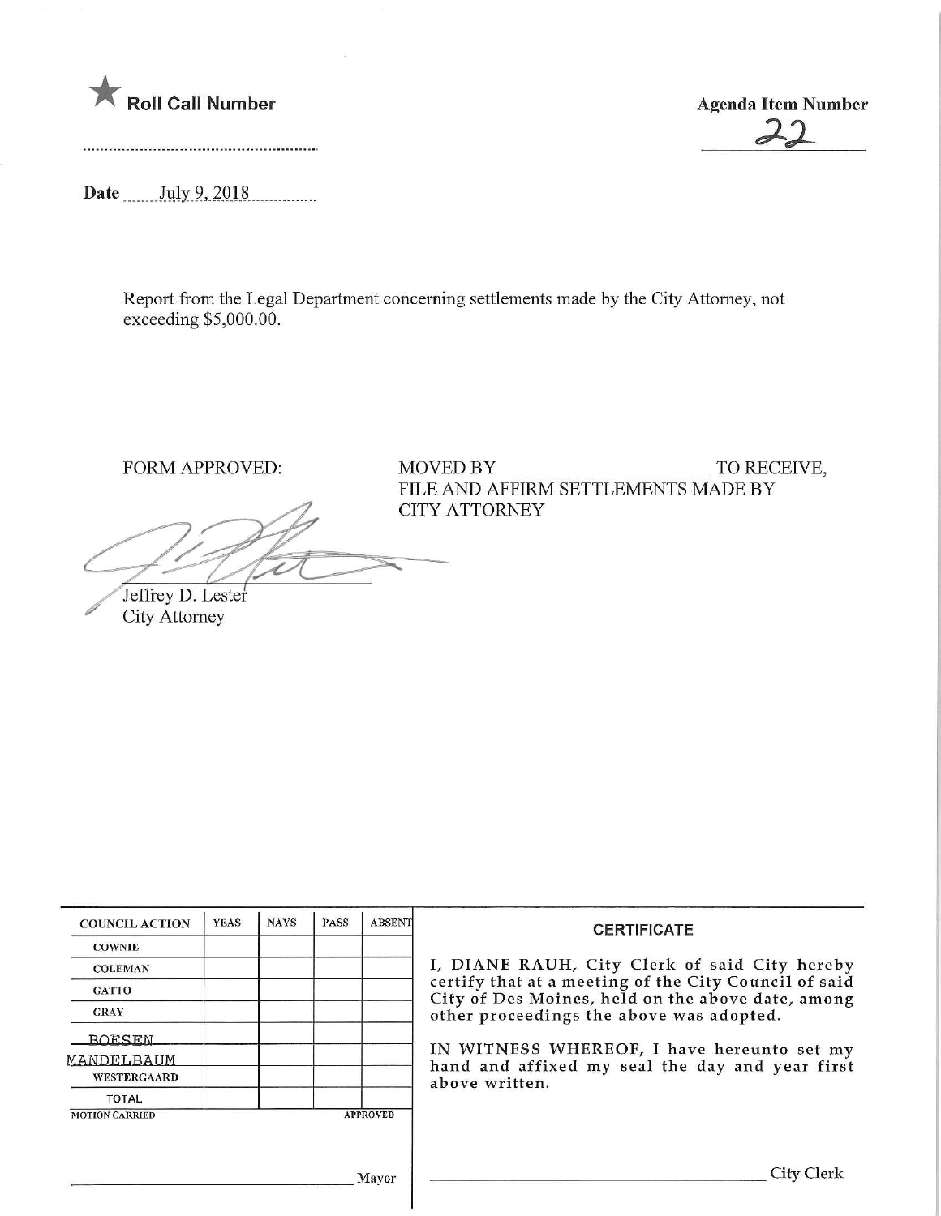★ **Roll Call Number**

..........................................................

**Agenda Item Number**

22

**Date** July 9, 2018

Report from the Legal Department concerning settlements made by the City Attorney, not exceeding $5,000.00.

FORM APPROVED:

Jeffrey D. Lester
City Attorney

MOVED BY ______________________ TO RECEIVE, FILE AND AFFIRM SETTLEMENTS MADE BY CITY ATTORNEY

| COUNCIL ACTION | YEAS | NAYS | PASS | ABSENT |
|---|---|---|---|---|
| COWNIE | | | | |
| COLEMAN | | | | |
| GATTO | | | | |
| GRAY | | | | |
| BOESEN | | | | |
| MANDELBAUM | | | | |
| WESTERGAARD | | | | |
| TOTAL | | | | |
| MOTION CARRIED | | | | APPROVED |

______________________________ Mayor

**CERTIFICATE**

I, DIANE RAUH, City Clerk of said City hereby certify that at a meeting of the City Council of said City of Des Moines, held on the above date, among other proceedings the above was adopted.

IN WITNESS WHEREOF, I have hereunto set my hand and affixed my seal the day and year first above written.

______________________________ City Clerk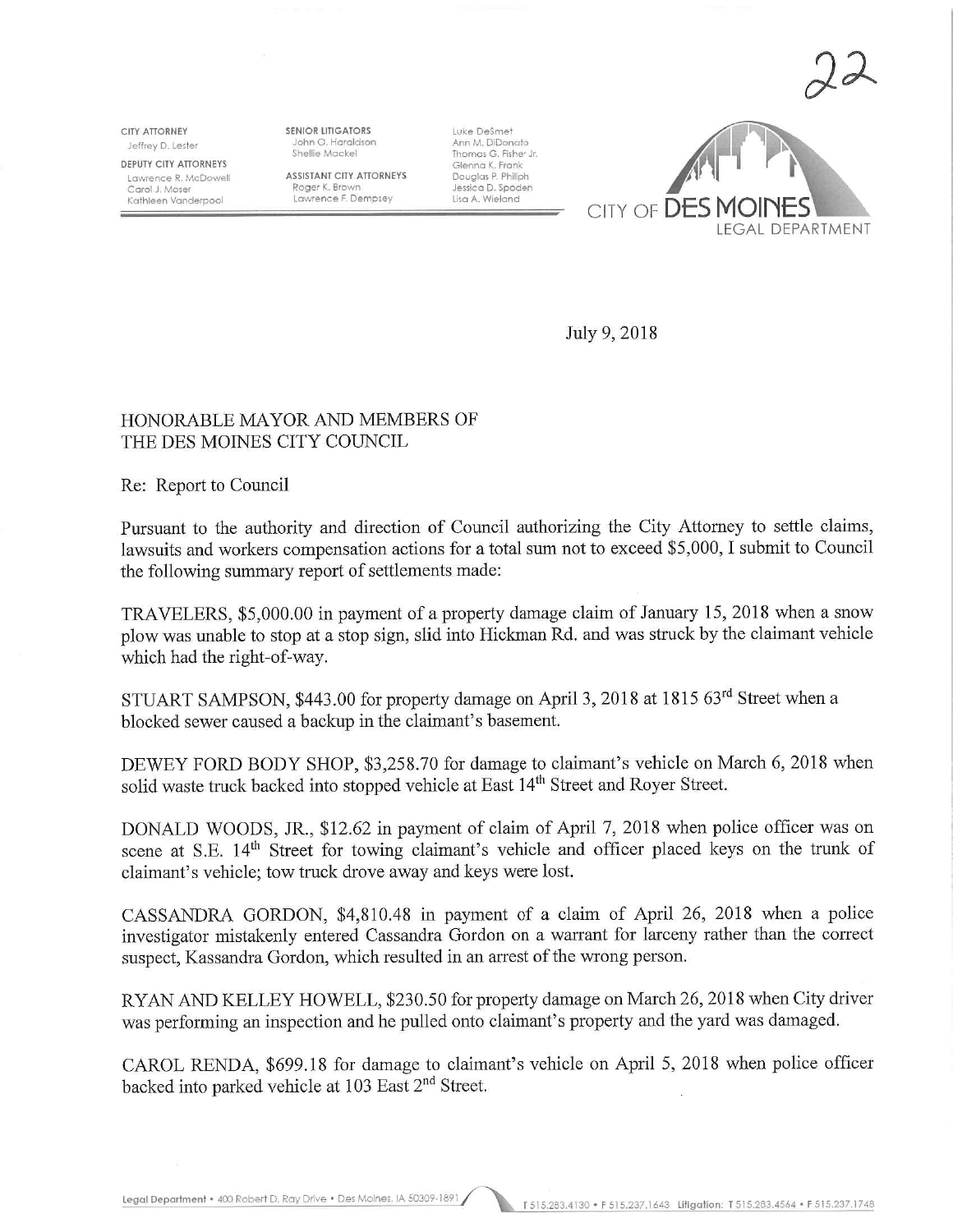22

CITY ATTORNEY
Jeffrey D. Lester

DEPUTY CITY ATTORNEYS
Lawrence R. McDowell
Carol J. Moser
Kathleen Vanderpool

SENIOR LITIGATORS
John O. Haraldson
Shellie Mackel

ASSISTANT CITY ATTORNEYS
Roger K. Brown
Lawrence F. Dempsey

Luke DeSmet
Ann M. DiDonato
Thomas G. Fisher Jr.
Glenna K. Frank
Douglas P. Philiph
Jessica D. Spoden
Lisa A. Wieland

CITY OF DES MOINES
LEGAL DEPARTMENT

July 9, 2018

HONORABLE MAYOR AND MEMBERS OF
THE DES MOINES CITY COUNCIL

Re: Report to Council

Pursuant to the authority and direction of Council authorizing the City Attorney to settle claims, lawsuits and workers compensation actions for a total sum not to exceed $5,000, I submit to Council the following summary report of settlements made:

TRAVELERS, $5,000.00 in payment of a property damage claim of January 15, 2018 when a snow plow was unable to stop at a stop sign, slid into Hickman Rd. and was struck by the claimant vehicle which had the right-of-way.

STUART SAMPSON, $443.00 for property damage on April 3, 2018 at 1815 63rd Street when a blocked sewer caused a backup in the claimant's basement.

DEWEY FORD BODY SHOP, $3,258.70 for damage to claimant's vehicle on March 6, 2018 when solid waste truck backed into stopped vehicle at East 14th Street and Royer Street.

DONALD WOODS, JR., $12.62 in payment of claim of April 7, 2018 when police officer was on scene at S.E. 14th Street for towing claimant's vehicle and officer placed keys on the trunk of claimant's vehicle; tow truck drove away and keys were lost.

CASSANDRA GORDON, $4,810.48 in payment of a claim of April 26, 2018 when a police investigator mistakenly entered Cassandra Gordon on a warrant for larceny rather than the correct suspect, Kassandra Gordon, which resulted in an arrest of the wrong person.

RYAN AND KELLEY HOWELL, $230.50 for property damage on March 26, 2018 when City driver was performing an inspection and he pulled onto claimant's property and the yard was damaged.

CAROL RENDA, $699.18 for damage to claimant's vehicle on April 5, 2018 when police officer backed into parked vehicle at 103 East 2nd Street.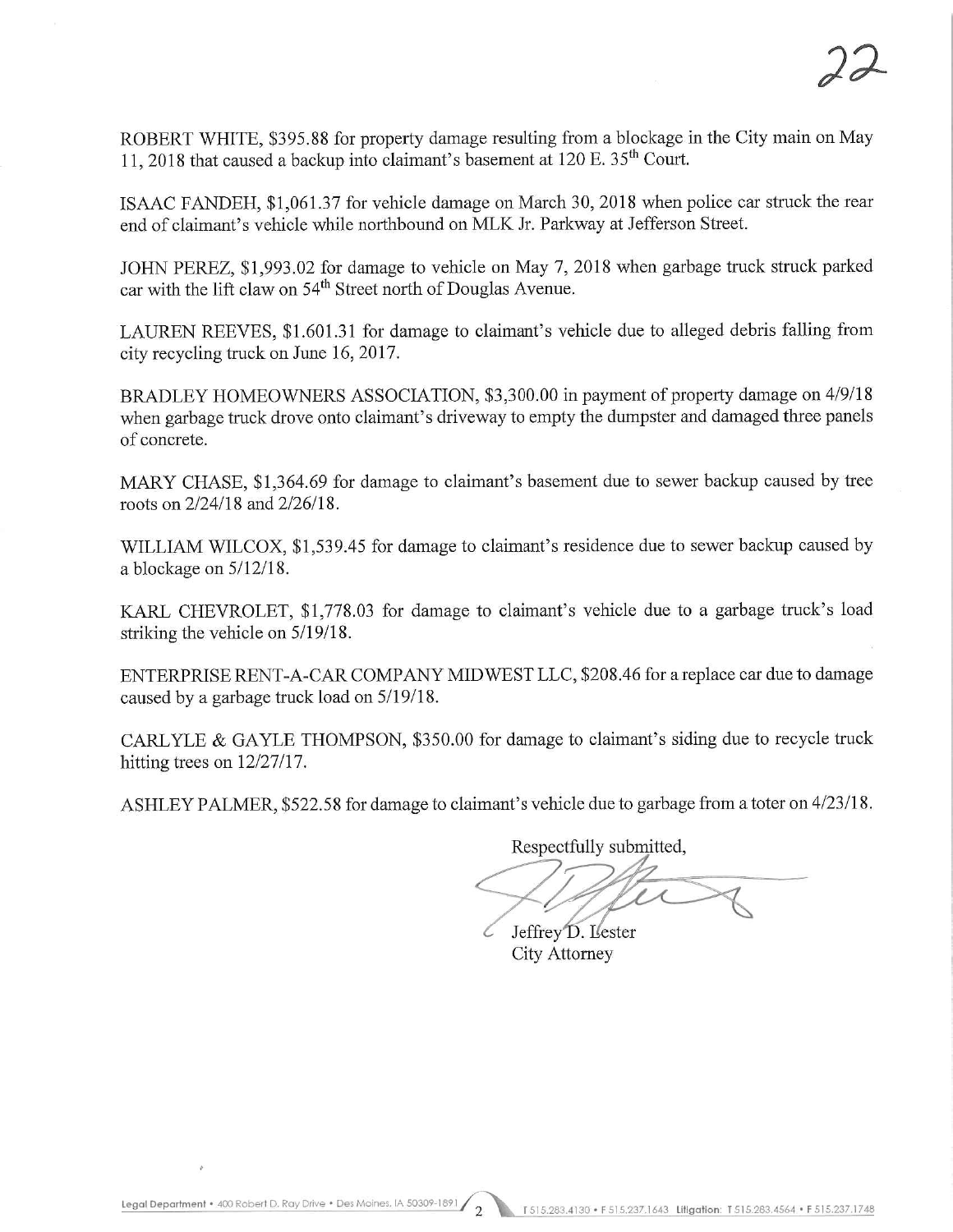ROBERT WHITE, $395.88 for property damage resulting from a blockage in the City main on May 11, 2018 that caused a backup into claimant's basement at 120 E. 35th Court.

ISAAC FANDEH, $1,061.37 for vehicle damage on March 30, 2018 when police car struck the rear end of claimant's vehicle while northbound on MLK Jr. Parkway at Jefferson Street.

JOHN PEREZ, $1,993.02 for damage to vehicle on May 7, 2018 when garbage truck struck parked car with the lift claw on 54th Street north of Douglas Avenue.

LAUREN REEVES, $1.601.31 for damage to claimant's vehicle due to alleged debris falling from city recycling truck on June 16, 2017.

BRADLEY HOMEOWNERS ASSOCIATION, $3,300.00 in payment of property damage on 4/9/18 when garbage truck drove onto claimant's driveway to empty the dumpster and damaged three panels of concrete.

MARY CHASE, $1,364.69 for damage to claimant's basement due to sewer backup caused by tree roots on 2/24/18 and 2/26/18.

WILLIAM WILCOX, $1,539.45 for damage to claimant's residence due to sewer backup caused by a blockage on 5/12/18.

KARL CHEVROLET, $1,778.03 for damage to claimant's vehicle due to a garbage truck's load striking the vehicle on 5/19/18.

ENTERPRISE RENT-A-CAR COMPANY MIDWEST LLC, $208.46 for a replace car due to damage caused by a garbage truck load on 5/19/18.

CARLYLE & GAYLE THOMPSON, $350.00 for damage to claimant's siding due to recycle truck hitting trees on 12/27/17.

ASHLEY PALMER, $522.58 for damage to claimant's vehicle due to garbage from a toter on 4/23/18.

Respectfully submitted,

Jeffrey D. Lester
City Attorney